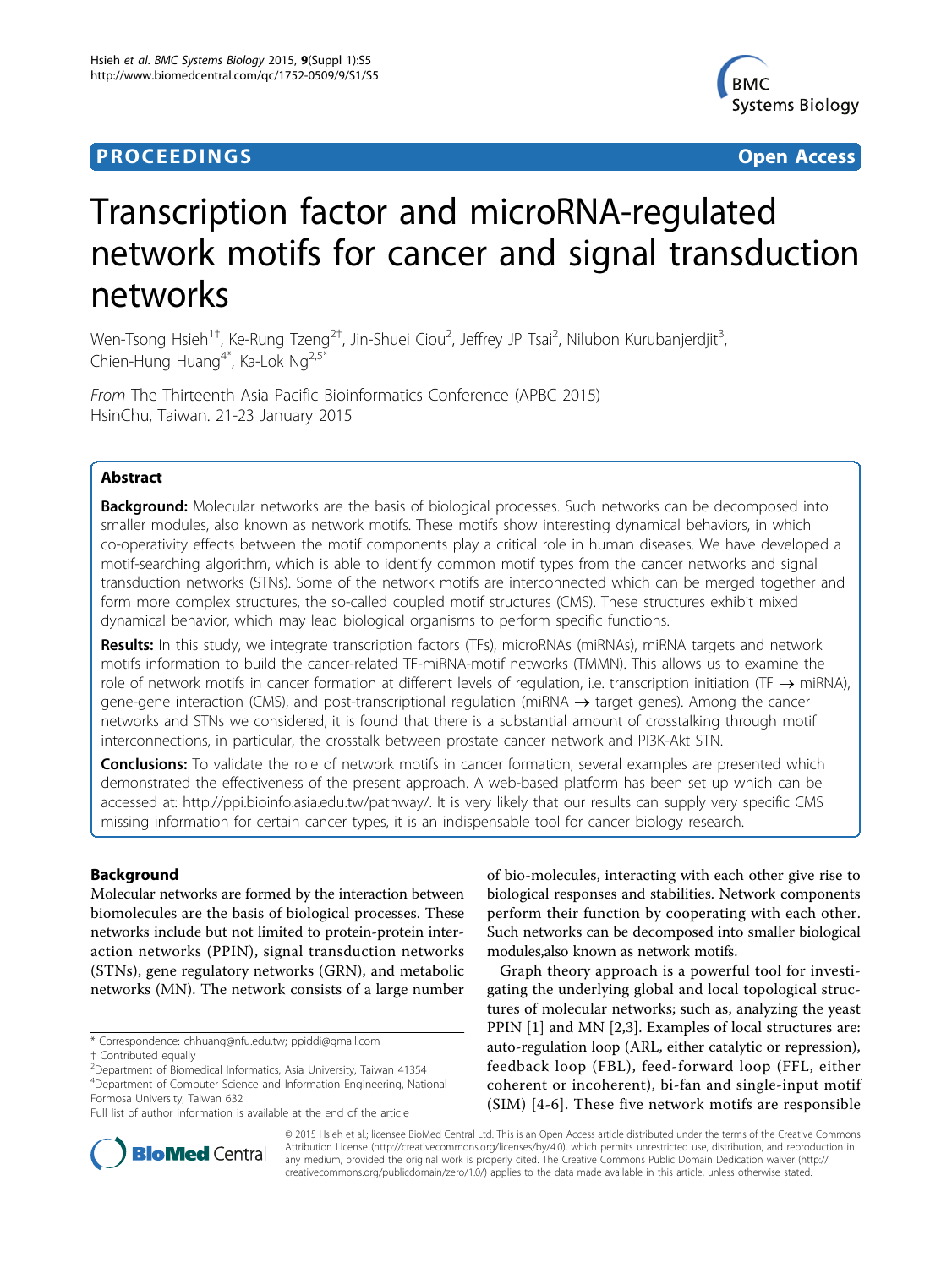**PROCEEDINGS** **Open Access**

# Transcription factor and microRNA-regulated network motifs for cancer and signal transduction networks

Wen-Tsong Hsieh[1†], Ke-Rung Tzeng[2†], Jin-Shuei Ciou[2], Jeffrey JP Tsai[2], Nilubon Kurubanjerdjit[3], Chien-Hung Huang[4*], Ka-Lok Ng[2,5*]

*From* The Thirteenth Asia Pacific Bioinformatics Conference (APBC 2015)
HsinChu, Taiwan. 21-23 January 2015

## Abstract

**Background:** Molecular networks are the basis of biological processes. Such networks can be decomposed into smaller modules, also known as network motifs. These motifs show interesting dynamical behaviors, in which co-operativity effects between the motif components play a critical role in human diseases. We have developed a motif-searching algorithm, which is able to identify common motif types from the cancer networks and signal transduction networks (STNs). Some of the network motifs are interconnected which can be merged together and form more complex structures, the so-called coupled motif structures (CMS). These structures exhibit mixed dynamical behavior, which may lead biological organisms to perform specific functions.

**Results:** In this study, we integrate transcription factors (TFs), microRNAs (miRNAs), miRNA targets and network motifs information to build the cancer-related TF-miRNA-motif networks (TMMN). This allows us to examine the role of network motifs in cancer formation at different levels of regulation, i.e. transcription initiation (TF → miRNA), gene-gene interaction (CMS), and post-transcriptional regulation (miRNA → target genes). Among the cancer networks and STNs we considered, it is found that there is a substantial amount of crosstalking through motif interconnections, in particular, the crosstalk between prostate cancer network and PI3K-Akt STN.

**Conclusions:** To validate the role of network motifs in cancer formation, several examples are presented which demonstrated the effectiveness of the present approach. A web-based platform has been set up which can be accessed at: http://ppi.bioinfo.asia.edu.tw/pathway/. It is very likely that our results can supply very specific CMS missing information for certain cancer types, it is an indispensable tool for cancer biology research.

## Background

Molecular networks are formed by the interaction between biomolecules are the basis of biological processes. These networks include but not limited to protein-protein interaction networks (PPIN), signal transduction networks (STNs), gene regulatory networks (GRN), and metabolic networks (MN). The network consists of a large number of bio-molecules, interacting with each other give rise to biological responses and stabilities. Network components perform their function by cooperating with each other. Such networks can be decomposed into smaller biological modules,also known as network motifs.

Graph theory approach is a powerful tool for investigating the underlying global and local topological structures of molecular networks; such as, analyzing the yeast PPIN [1] and MN [2,3]. Examples of local structures are: auto-regulation loop (ARL, either catalytic or repression), feedback loop (FBL), feed-forward loop (FFL, either coherent or incoherent), bi-fan and single-input motif (SIM) [4-6]. These five network motifs are responsible

\* Correspondence: chhuang@nfu.edu.tw; ppiddi@gmail.com
† Contributed equally
[2]Department of Biomedical Informatics, Asia University, Taiwan 41354
[4]Department of Computer Science and Information Engineering, National Formosa University, Taiwan 632
Full list of author information is available at the end of the article

© 2015 Hsieh et al.; licensee BioMed Central Ltd. This is an Open Access article distributed under the terms of the Creative Commons Attribution License (http://creativecommons.org/licenses/by/4.0), which permits unrestricted use, distribution, and reproduction in any medium, provided the original work is properly cited. The Creative Commons Public Domain Dedication waiver (http://creativecommons.org/publicdomain/zero/1.0/) applies to the data made available in this article, unless otherwise stated.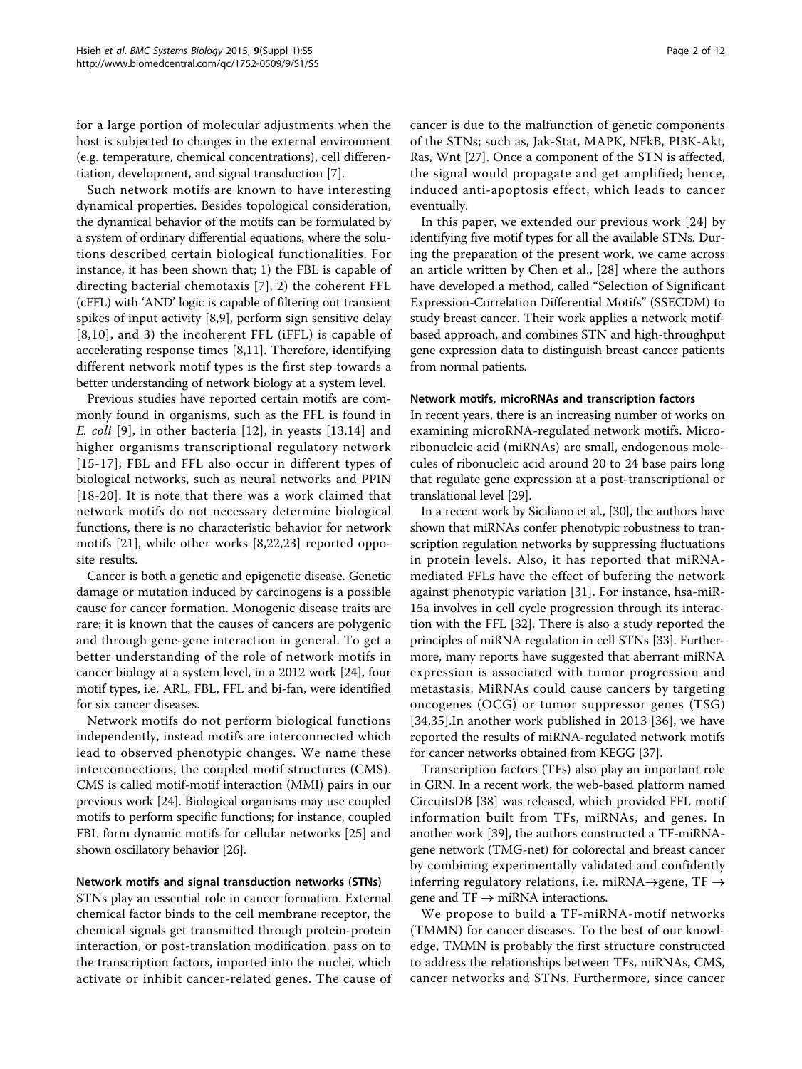for a large portion of molecular adjustments when the host is subjected to changes in the external environment (e.g. temperature, chemical concentrations), cell differentiation, development, and signal transduction [7].

Such network motifs are known to have interesting dynamical properties. Besides topological consideration, the dynamical behavior of the motifs can be formulated by a system of ordinary differential equations, where the solutions described certain biological functionalities. For instance, it has been shown that; 1) the FBL is capable of directing bacterial chemotaxis [7], 2) the coherent FFL (cFFL) with 'AND' logic is capable of filtering out transient spikes of input activity [8,9], perform sign sensitive delay [8,10], and 3) the incoherent FFL (iFFL) is capable of accelerating response times [8,11]. Therefore, identifying different network motif types is the first step towards a better understanding of network biology at a system level.

Previous studies have reported certain motifs are commonly found in organisms, such as the FFL is found in *E. coli* [9], in other bacteria [12], in yeasts [13,14] and higher organisms transcriptional regulatory network [15-17]; FBL and FFL also occur in different types of biological networks, such as neural networks and PPIN [18-20]. It is note that there was a work claimed that network motifs do not necessary determine biological functions, there is no characteristic behavior for network motifs [21], while other works [8,22,23] reported opposite results.

Cancer is both a genetic and epigenetic disease. Genetic damage or mutation induced by carcinogens is a possible cause for cancer formation. Monogenic disease traits are rare; it is known that the causes of cancers are polygenic and through gene-gene interaction in general. To get a better understanding of the role of network motifs in cancer biology at a system level, in a 2012 work [24], four motif types, i.e. ARL, FBL, FFL and bi-fan, were identified for six cancer diseases.

Network motifs do not perform biological functions independently, instead motifs are interconnected which lead to observed phenotypic changes. We name these interconnections, the coupled motif structures (CMS). CMS is called motif-motif interaction (MMI) pairs in our previous work [24]. Biological organisms may use coupled motifs to perform specific functions; for instance, coupled FBL form dynamic motifs for cellular networks [25] and shown oscillatory behavior [26].

#### Network motifs and signal transduction networks (STNs)

STNs play an essential role in cancer formation. External chemical factor binds to the cell membrane receptor, the chemical signals get transmitted through protein-protein interaction, or post-translation modification, pass on to the transcription factors, imported into the nuclei, which activate or inhibit cancer-related genes. The cause of cancer is due to the malfunction of genetic components of the STNs; such as, Jak-Stat, MAPK, NFkB, PI3K-Akt, Ras, Wnt [27]. Once a component of the STN is affected, the signal would propagate and get amplified; hence, induced anti-apoptosis effect, which leads to cancer eventually.

In this paper, we extended our previous work [24] by identifying five motif types for all the available STNs. During the preparation of the present work, we came across an article written by Chen et al., [28] where the authors have developed a method, called "Selection of Significant Expression-Correlation Differential Motifs" (SSECDM) to study breast cancer. Their work applies a network motif-based approach, and combines STN and high-throughput gene expression data to distinguish breast cancer patients from normal patients.

#### Network motifs, microRNAs and transcription factors

In recent years, there is an increasing number of works on examining microRNA-regulated network motifs. Microribonucleic acid (miRNAs) are small, endogenous molecules of ribonucleic acid around 20 to 24 base pairs long that regulate gene expression at a post-transcriptional or translational level [29].

In a recent work by Siciliano et al., [30], the authors have shown that miRNAs confer phenotypic robustness to transcription regulation networks by suppressing fluctuations in protein levels. Also, it has reported that miRNA-mediated FFLs have the effect of bufering the network against phenotypic variation [31]. For instance, hsa-miR-15a involves in cell cycle progression through its interaction with the FFL [32]. There is also a study reported the principles of miRNA regulation in cell STNs [33]. Furthermore, many reports have suggested that aberrant miRNA expression is associated with tumor progression and metastasis. MiRNAs could cause cancers by targeting oncogenes (OCG) or tumor suppressor genes (TSG) [34,35].In another work published in 2013 [36], we have reported the results of miRNA-regulated network motifs for cancer networks obtained from KEGG [37].

Transcription factors (TFs) also play an important role in GRN. In a recent work, the web-based platform named CircuitsDB [38] was released, which provided FFL motif information built from TFs, miRNAs, and genes. In another work [39], the authors constructed a TF-miRNA-gene network (TMG-net) for colorectal and breast cancer by combining experimentally validated and confidently inferring regulatory relations, i.e. miRNA→gene, TF → gene and TF → miRNA interactions.

We propose to build a TF-miRNA-motif networks (TMMN) for cancer diseases. To the best of our knowledge, TMMN is probably the first structure constructed to address the relationships between TFs, miRNAs, CMS, cancer networks and STNs. Furthermore, since cancer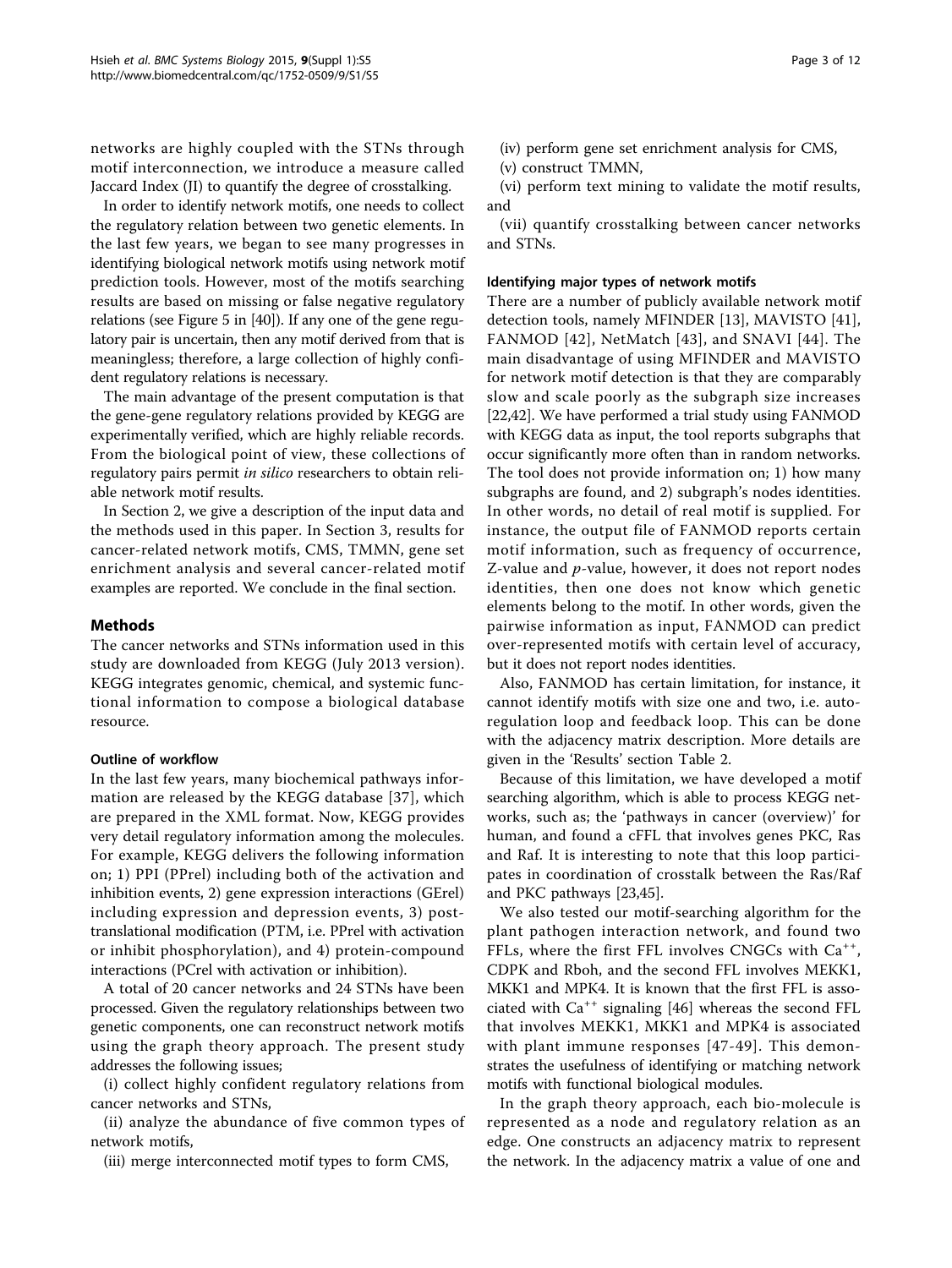networks are highly coupled with the STNs through motif interconnection, we introduce a measure called Jaccard Index (JI) to quantify the degree of crosstalking.

In order to identify network motifs, one needs to collect the regulatory relation between two genetic elements. In the last few years, we began to see many progresses in identifying biological network motifs using network motif prediction tools. However, most of the motifs searching results are based on missing or false negative regulatory relations (see Figure 5 in [40]). If any one of the gene regulatory pair is uncertain, then any motif derived from that is meaningless; therefore, a large collection of highly confident regulatory relations is necessary.

The main advantage of the present computation is that the gene-gene regulatory relations provided by KEGG are experimentally verified, which are highly reliable records. From the biological point of view, these collections of regulatory pairs permit *in silico* researchers to obtain reliable network motif results.

In Section 2, we give a description of the input data and the methods used in this paper. In Section 3, results for cancer-related network motifs, CMS, TMMN, gene set enrichment analysis and several cancer-related motif examples are reported. We conclude in the final section.

## Methods

The cancer networks and STNs information used in this study are downloaded from KEGG (July 2013 version). KEGG integrates genomic, chemical, and systemic functional information to compose a biological database resource.

### Outline of workflow

In the last few years, many biochemical pathways information are released by the KEGG database [37], which are prepared in the XML format. Now, KEGG provides very detail regulatory information among the molecules. For example, KEGG delivers the following information on; 1) PPI (PPrel) including both of the activation and inhibition events, 2) gene expression interactions (GErel) including expression and depression events, 3) post-translational modification (PTM, i.e. PPrel with activation or inhibit phosphorylation), and 4) protein-compound interactions (PCrel with activation or inhibition).

A total of 20 cancer networks and 24 STNs have been processed. Given the regulatory relationships between two genetic components, one can reconstruct network motifs using the graph theory approach. The present study addresses the following issues;

(i) collect highly confident regulatory relations from cancer networks and STNs,

(ii) analyze the abundance of five common types of network motifs,

(iii) merge interconnected motif types to form CMS,

(iv) perform gene set enrichment analysis for CMS,

(v) construct TMMN,

(vi) perform text mining to validate the motif results, and

(vii) quantify crosstalking between cancer networks and STNs.

### Identifying major types of network motifs

There are a number of publicly available network motif detection tools, namely MFINDER [13], MAVISTO [41], FANMOD [42], NetMatch [43], and SNAVI [44]. The main disadvantage of using MFINDER and MAVISTO for network motif detection is that they are comparably slow and scale poorly as the subgraph size increases [22,42]. We have performed a trial study using FANMOD with KEGG data as input, the tool reports subgraphs that occur significantly more often than in random networks. The tool does not provide information on; 1) how many subgraphs are found, and 2) subgraph's nodes identities. In other words, no detail of real motif is supplied. For instance, the output file of FANMOD reports certain motif information, such as frequency of occurrence, Z-value and $p$-value, however, it does not report nodes identities, then one does not know which genetic elements belong to the motif. In other words, given the pairwise information as input, FANMOD can predict over-represented motifs with certain level of accuracy, but it does not report nodes identities.

Also, FANMOD has certain limitation, for instance, it cannot identify motifs with size one and two, i.e. auto-regulation loop and feedback loop. This can be done with the adjacency matrix description. More details are given in the 'Results' section Table 2.

Because of this limitation, we have developed a motif searching algorithm, which is able to process KEGG networks, such as; the 'pathways in cancer (overview)' for human, and found a cFFL that involves genes PKC, Ras and Raf. It is interesting to note that this loop participates in coordination of crosstalk between the Ras/Raf and PKC pathways [23,45].

We also tested our motif-searching algorithm for the plant pathogen interaction network, and found two FFLs, where the first FFL involves CNGCs with $Ca^{++}$, CDPK and Rboh, and the second FFL involves MEKK1, MKK1 and MPK4. It is known that the first FFL is associated with $Ca^{++}$ signaling [46] whereas the second FFL that involves MEKK1, MKK1 and MPK4 is associated with plant immune responses [47-49]. This demonstrates the usefulness of identifying or matching network motifs with functional biological modules.

In the graph theory approach, each bio-molecule is represented as a node and regulatory relation as an edge. One constructs an adjacency matrix to represent the network. In the adjacency matrix a value of one and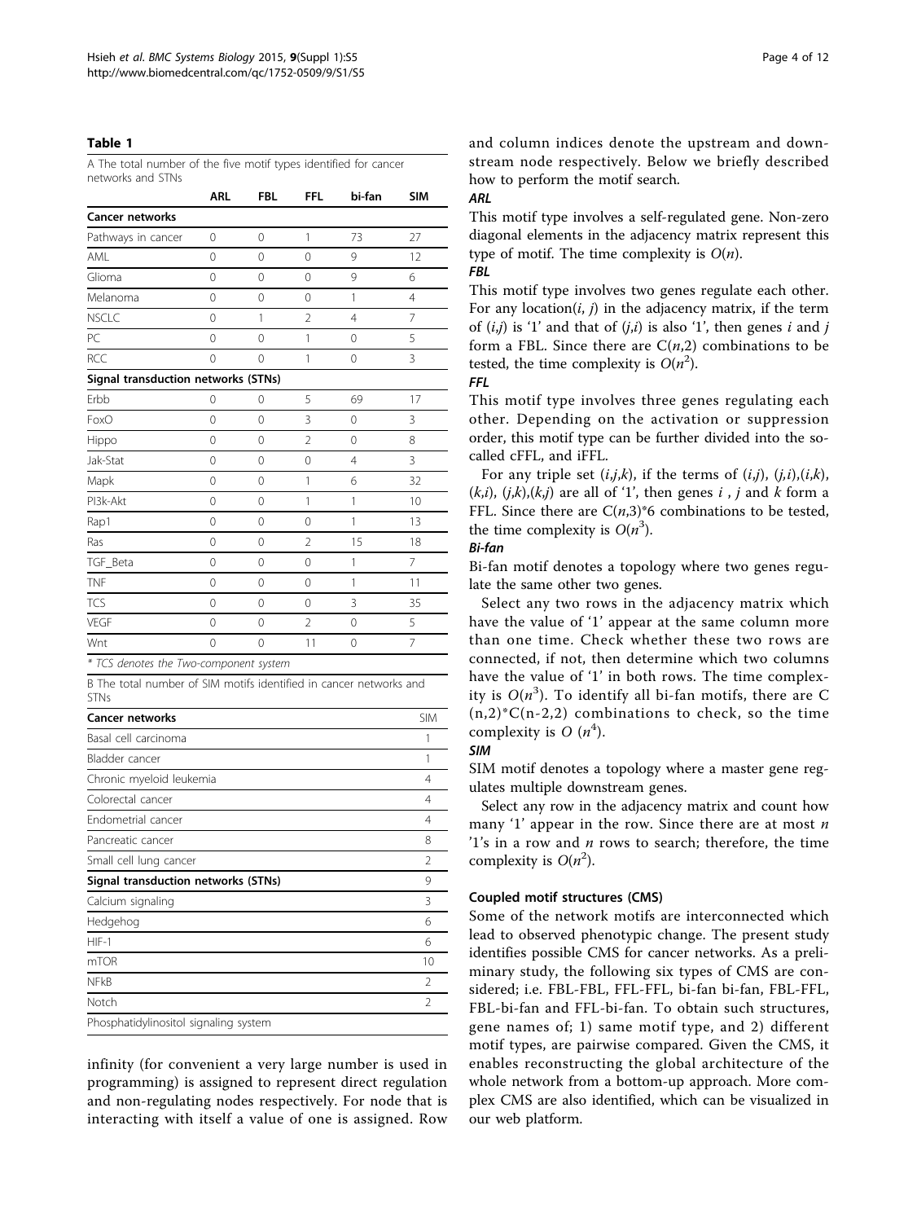**Table 1**

A The total number of the five motif types identified for cancer networks and STNs

| | ARL | FBL | FFL | bi-fan | SIM |
|---|---|---|---|---|---|
| **Cancer networks** | | | | | |
| Pathways in cancer | 0 | 0 | 1 | 73 | 27 |
| AML | 0 | 0 | 0 | 9 | 12 |
| Glioma | 0 | 0 | 0 | 9 | 6 |
| Melanoma | 0 | 0 | 0 | 1 | 4 |
| NSCLC | 0 | 1 | 2 | 4 | 7 |
| PC | 0 | 0 | 1 | 0 | 5 |
| RCC | 0 | 0 | 1 | 0 | 3 |
| **Signal transduction networks (STNs)** | | | | | |
| Erbb | 0 | 0 | 5 | 69 | 17 |
| FoxO | 0 | 0 | 3 | 0 | 3 |
| Hippo | 0 | 0 | 2 | 0 | 8 |
| Jak-Stat | 0 | 0 | 0 | 4 | 3 |
| Mapk | 0 | 0 | 1 | 6 | 32 |
| PI3k-Akt | 0 | 0 | 1 | 1 | 10 |
| Rap1 | 0 | 0 | 0 | 1 | 13 |
| Ras | 0 | 0 | 2 | 15 | 18 |
| TGF_Beta | 0 | 0 | 0 | 1 | 7 |
| TNF | 0 | 0 | 0 | 1 | 11 |
| TCS | 0 | 0 | 0 | 3 | 35 |
| VEGF | 0 | 0 | 2 | 0 | 5 |
| Wnt | 0 | 0 | 11 | 0 | 7 |

* TCS denotes the Two-component system

B The total number of SIM motifs identified in cancer networks and STNs

| **Cancer networks** | SIM |
|---|---|
| Basal cell carcinoma | 1 |
| Bladder cancer | 1 |
| Chronic myeloid leukemia | 4 |
| Colorectal cancer | 4 |
| Endometrial cancer | 4 |
| Pancreatic cancer | 8 |
| Small cell lung cancer | 2 |
| **Signal transduction networks (STNs)** | 9 |
| Calcium signaling | 3 |
| Hedgehog | 6 |
| HIF-1 | 6 |
| mTOR | 10 |
| NFkB | 2 |
| Notch | 2 |
| Phosphatidylinositol signaling system | |

infinity (for convenient a very large number is used in programming) is assigned to represent direct regulation and non-regulating nodes respectively. For node that is interacting with itself a value of one is assigned. Row and column indices denote the upstream and downstream node respectively. Below we briefly described how to perform the motif search.

#### *ARL*

This motif type involves a self-regulated gene. Non-zero diagonal elements in the adjacency matrix represent this type of motif. The time complexity is $O(n)$.

#### *FBL*

This motif type involves two genes regulate each other. For any location$(i, j)$ in the adjacency matrix, if the term of $(i,j)$ is '1' and that of $(j,i)$ is also '1', then genes $i$ and $j$ form a FBL. Since there are $C(n,2)$ combinations to be tested, the time complexity is $O(n^2)$.

#### *FFL*

This motif type involves three genes regulating each other. Depending on the activation or suppression order, this motif type can be further divided into the so-called cFFL, and iFFL.

For any triple set $(i,j,k)$, if the terms of $(i,j)$, $(j,i)$,$(i,k)$, $(k,i)$, $(j,k)$,$(k,j)$ are all of '1', then genes $i$ , $j$ and $k$ form a FFL. Since there are $C(n,3)$*6 combinations to be tested, the time complexity is $O(n^3)$.

#### *Bi-fan*

Bi-fan motif denotes a topology where two genes regulate the same other two genes.

Select any two rows in the adjacency matrix which have the value of '1' appear at the same column more than one time. Check whether these two rows are connected, if not, then determine which two columns have the value of '1' in both rows. The time complexity is $O(n^3)$. To identify all bi-fan motifs, there are $C(n,2)*C(n-2,2)$ combinations to check, so the time complexity is $O(n^4)$.

#### *SIM*

SIM motif denotes a topology where a master gene regulates multiple downstream genes.

Select any row in the adjacency matrix and count how many '1' appear in the row. Since there are at most $n$ '1's in a row and $n$ rows to search; therefore, the time complexity is $O(n^2)$.

### Coupled motif structures (CMS)

Some of the network motifs are interconnected which lead to observed phenotypic change. The present study identifies possible CMS for cancer networks. As a preliminary study, the following six types of CMS are considered; i.e. FBL-FBL, FFL-FFL, bi-fan bi-fan, FBL-FFL, FBL-bi-fan and FFL-bi-fan. To obtain such structures, gene names of; 1) same motif type, and 2) different motif types, are pairwise compared. Given the CMS, it enables reconstructing the global architecture of the whole network from a bottom-up approach. More complex CMS are also identified, which can be visualized in our web platform.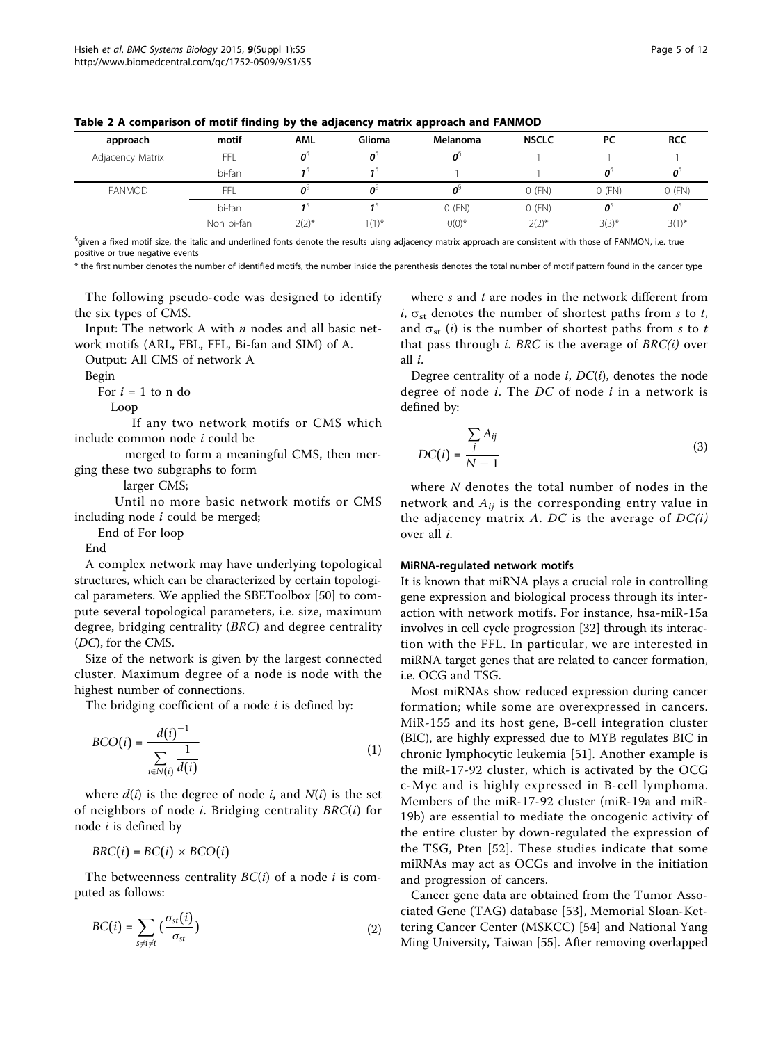**Table 2 A comparison of motif finding by the adjacency matrix approach and FANMOD**

| approach | motif | AML | Glioma | Melanoma | NSCLC | PC | RCC |
|---|---|---|---|---|---|---|---|
| Adjacency Matrix | FFL | *0*§ | *0*§ | *0*§ | 1 | 1 | 1 |
| | bi-fan | *1*§ | *1*§ | 1 | 1 | *0*§ | *0*§ |
| FANMOD | FFL | *0*§ | *0*§ | *0*§ | 0 (FN) | 0 (FN) | 0 (FN) |
| | bi-fan | *1*§ | *1*§ | 0 (FN) | 0 (FN) | *0*§ | *0*§ |
| | Non bi-fan | 2(2)* | 1(1)* | 0(0)* | 2(2)* | 3(3)* | 3(1)* |

§given a fixed motif size, the italic and underlined fonts denote the results uisng adjacency matrix approach are consistent with those of FANMON, i.e. true positive or true negative events

* the first number denotes the number of identified motifs, the number inside the parenthesis denotes the total number of motif pattern found in the cancer type

The following pseudo-code was designed to identify the six types of CMS.

Input: The network A with $n$ nodes and all basic network motifs (ARL, FBL, FFL, Bi-fan and SIM) of A.

Output: All CMS of network A

```
Begin
  For i = 1 to n do
    Loop
      If any two network motifs or CMS which include common node i could be
        merged to form a meaningful CMS, then merging these two subgraphs to form
        larger CMS;
    Until no more basic network motifs or CMS including node i could be merged;
  End of For loop
End
```

A complex network may have underlying topological structures, which can be characterized by certain topological parameters. We applied the SBEToolbox [50] to compute several topological parameters, i.e. size, maximum degree, bridging centrality (*BRC*) and degree centrality (*DC*), for the CMS.

Size of the network is given by the largest connected cluster. Maximum degree of a node is node with the highest number of connections.

The bridging coefficient of a node $i$ is defined by:

$$BCO(i) = \frac{d(i)^{-1}}{\sum_{i \in N(i)} \frac{1}{d(i)}} \tag{1}$$

where $d(i)$ is the degree of node $i$, and $N(i)$ is the set of neighbors of node $i$. Bridging centrality $BRC(i)$ for node $i$ is defined by

$$BRC(i) = BC(i) \times BCO(i)$$

The betweenness centrality $BC(i)$ of a node $i$ is computed as follows:

$$BC(i) = \sum_{s \neq i \neq t} \left(\frac{\sigma_{st}(i)}{\sigma_{st}}\right) \tag{2}$$

where $s$ and $t$ are nodes in the network different from $i$, $\sigma_{st}$ denotes the number of shortest paths from $s$ to $t$, and $\sigma_{st}(i)$ is the number of shortest paths from $s$ to $t$ that pass through $i$. *BRC* is the average of *BRC(i)* over all $i$.

Degree centrality of a node $i$, $DC(i)$, denotes the node degree of node $i$. The $DC$ of node $i$ in a network is defined by:

$$DC(i) = \frac{\sum_j A_{ij}}{N - 1} \tag{3}$$

where $N$ denotes the total number of nodes in the network and $A_{ij}$ is the corresponding entry value in the adjacency matrix $A$. $DC$ is the average of $DC(i)$ over all $i$.

#### MiRNA-regulated network motifs

It is known that miRNA plays a crucial role in controlling gene expression and biological process through its interaction with network motifs. For instance, hsa-miR-15a involves in cell cycle progression [32] through its interaction with the FFL. In particular, we are interested in miRNA target genes that are related to cancer formation, i.e. OCG and TSG.

Most miRNAs show reduced expression during cancer formation; while some are overexpressed in cancers. MiR-155 and its host gene, B-cell integration cluster (BIC), are highly expressed due to MYB regulates BIC in chronic lymphocytic leukemia [51]. Another example is the miR-17-92 cluster, which is activated by the OCG c-Myc and is highly expressed in B-cell lymphoma. Members of the miR-17-92 cluster (miR-19a and miR-19b) are essential to mediate the oncogenic activity of the entire cluster by down-regulated the expression of the TSG, Pten [52]. These studies indicate that some miRNAs may act as OCGs and involve in the initiation and progression of cancers.

Cancer gene data are obtained from the Tumor Associated Gene (TAG) database [53], Memorial Sloan-Kettering Cancer Center (MSKCC) [54] and National Yang Ming University, Taiwan [55]. After removing overlapped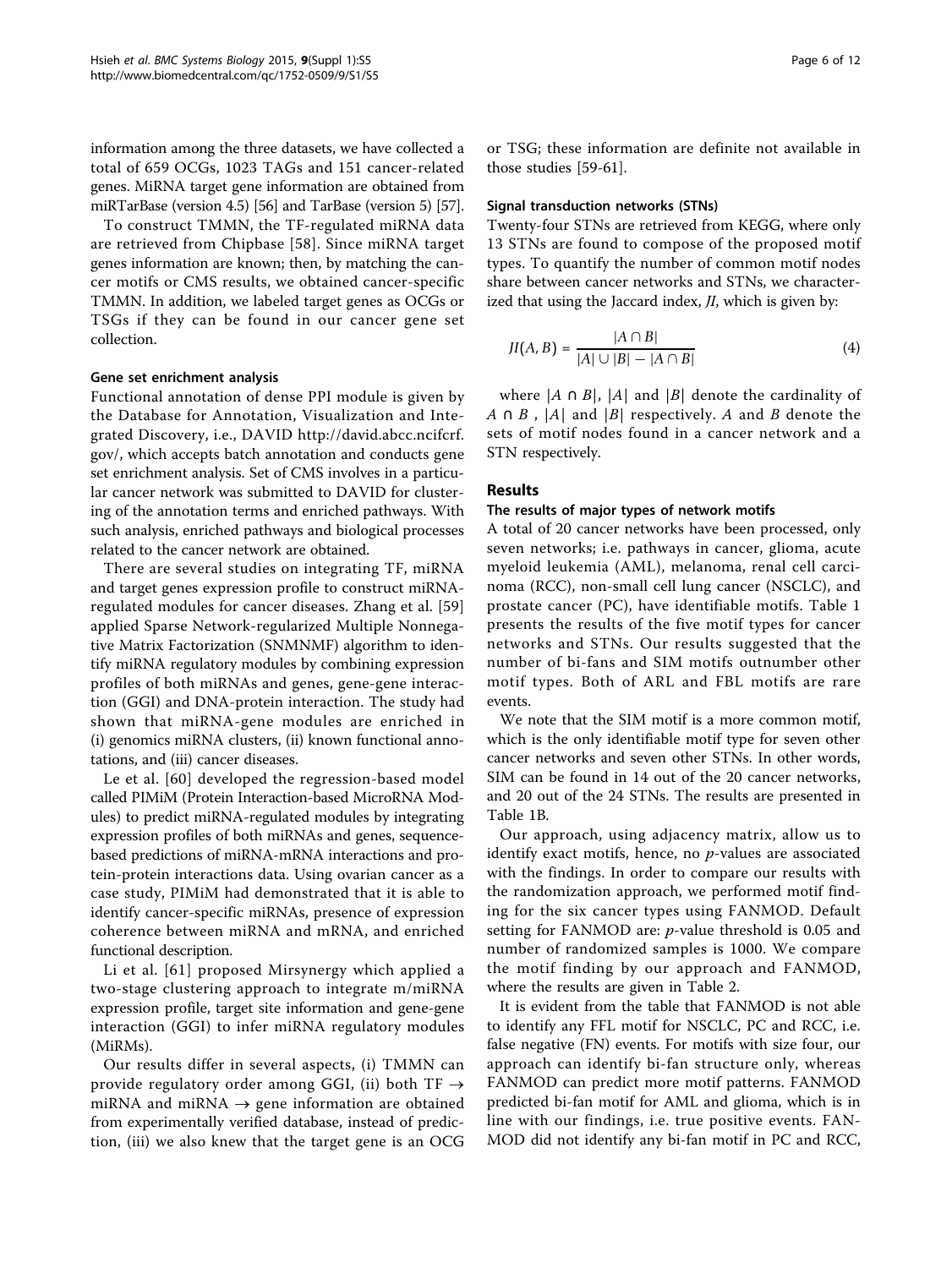information among the three datasets, we have collected a total of 659 OCGs, 1023 TAGs and 151 cancer-related genes. MiRNA target gene information are obtained from miRTarBase (version 4.5) [56] and TarBase (version 5) [57].

To construct TMMN, the TF-regulated miRNA data are retrieved from Chipbase [58]. Since miRNA target genes information are known; then, by matching the cancer motifs or CMS results, we obtained cancer-specific TMMN. In addition, we labeled target genes as OCGs or TSGs if they can be found in our cancer gene set collection.

#### Gene set enrichment analysis

Functional annotation of dense PPI module is given by the Database for Annotation, Visualization and Integrated Discovery, i.e., DAVID http://david.abcc.ncifcrf.gov/, which accepts batch annotation and conducts gene set enrichment analysis. Set of CMS involves in a particular cancer network was submitted to DAVID for clustering of the annotation terms and enriched pathways. With such analysis, enriched pathways and biological processes related to the cancer network are obtained.

There are several studies on integrating TF, miRNA and target genes expression profile to construct miRNA-regulated modules for cancer diseases. Zhang et al. [59] applied Sparse Network-regularized Multiple Nonnegative Matrix Factorization (SNMNMF) algorithm to identify miRNA regulatory modules by combining expression profiles of both miRNAs and genes, gene-gene interaction (GGI) and DNA-protein interaction. The study had shown that miRNA-gene modules are enriched in (i) genomics miRNA clusters, (ii) known functional annotations, and (iii) cancer diseases.

Le et al. [60] developed the regression-based model called PIMiM (Protein Interaction-based MicroRNA Modules) to predict miRNA-regulated modules by integrating expression profiles of both miRNAs and genes, sequence-based predictions of miRNA-mRNA interactions and protein-protein interactions data. Using ovarian cancer as a case study, PIMiM had demonstrated that it is able to identify cancer-specific miRNAs, presence of expression coherence between miRNA and mRNA, and enriched functional description.

Li et al. [61] proposed Mirsynergy which applied a two-stage clustering approach to integrate m/miRNA expression profile, target site information and gene-gene interaction (GGI) to infer miRNA regulatory modules (MiRMs).

Our results differ in several aspects, (i) TMMN can provide regulatory order among GGI, (ii) both TF $\rightarrow$ miRNA and miRNA $\rightarrow$ gene information are obtained from experimentally verified database, instead of prediction, (iii) we also knew that the target gene is an OCG or TSG; these information are definite not available in those studies [59-61].

#### Signal transduction networks (STNs)

Twenty-four STNs are retrieved from KEGG, where only 13 STNs are found to compose of the proposed motif types. To quantify the number of common motif nodes share between cancer networks and STNs, we characterized that using the Jaccard index, *JI*, which is given by:

$$JI(A, B) = \frac{|A \cap B|}{|A| \cup |B| - |A \cap B|} \quad (4)$$

where $|A \cap B|$, $|A|$ and $|B|$ denote the cardinality of $A \cap B$ , $|A|$ and $|B|$ respectively. $A$ and $B$ denote the sets of motif nodes found in a cancer network and a STN respectively.

## Results

#### The results of major types of network motifs

A total of 20 cancer networks have been processed, only seven networks; i.e. pathways in cancer, glioma, acute myeloid leukemia (AML), melanoma, renal cell carcinoma (RCC), non-small cell lung cancer (NSCLC), and prostate cancer (PC), have identifiable motifs. Table 1 presents the results of the five motif types for cancer networks and STNs. Our results suggested that the number of bi-fans and SIM motifs outnumber other motif types. Both of ARL and FBL motifs are rare events.

We note that the SIM motif is a more common motif, which is the only identifiable motif type for seven other cancer networks and seven other STNs. In other words, SIM can be found in 14 out of the 20 cancer networks, and 20 out of the 24 STNs. The results are presented in Table 1B.

Our approach, using adjacency matrix, allow us to identify exact motifs, hence, no *p*-values are associated with the findings. In order to compare our results with the randomization approach, we performed motif finding for the six cancer types using FANMOD. Default setting for FANMOD are: *p*-value threshold is 0.05 and number of randomized samples is 1000. We compare the motif finding by our approach and FANMOD, where the results are given in Table 2.

It is evident from the table that FANMOD is not able to identify any FFL motif for NSCLC, PC and RCC, i.e. false negative (FN) events. For motifs with size four, our approach can identify bi-fan structure only, whereas FANMOD can predict more motif patterns. FANMOD predicted bi-fan motif for AML and glioma, which is in line with our findings, i.e. true positive events. FANMOD did not identify any bi-fan motif in PC and RCC,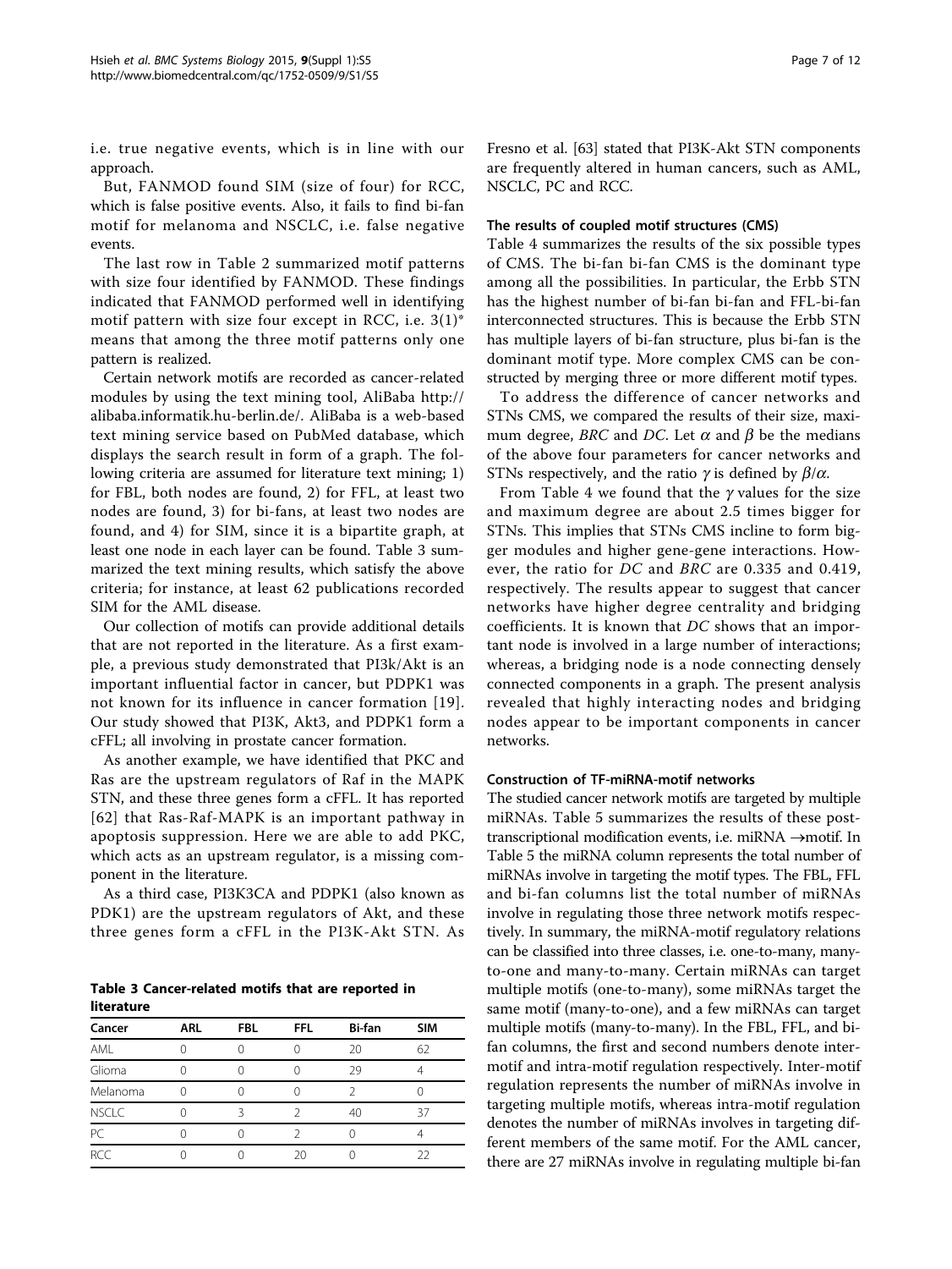i.e. true negative events, which is in line with our approach.

But, FANMOD found SIM (size of four) for RCC, which is false positive events. Also, it fails to find bi-fan motif for melanoma and NSCLC, i.e. false negative events.

The last row in Table 2 summarized motif patterns with size four identified by FANMOD. These findings indicated that FANMOD performed well in identifying motif pattern with size four except in RCC, i.e. 3(1)* means that among the three motif patterns only one pattern is realized.

Certain network motifs are recorded as cancer-related modules by using the text mining tool, AliBaba http://alibaba.informatik.hu-berlin.de/. AliBaba is a web-based text mining service based on PubMed database, which displays the search result in form of a graph. The following criteria are assumed for literature text mining; 1) for FBL, both nodes are found, 2) for FFL, at least two nodes are found, 3) for bi-fans, at least two nodes are found, and 4) for SIM, since it is a bipartite graph, at least one node in each layer can be found. Table 3 summarized the text mining results, which satisfy the above criteria; for instance, at least 62 publications recorded SIM for the AML disease.

Our collection of motifs can provide additional details that are not reported in the literature. As a first example, a previous study demonstrated that PI3k/Akt is an important influential factor in cancer, but PDPK1 was not known for its influence in cancer formation [19]. Our study showed that PI3K, Akt3, and PDPK1 form a cFFL; all involving in prostate cancer formation.

As another example, we have identified that PKC and Ras are the upstream regulators of Raf in the MAPK STN, and these three genes form a cFFL. It has reported [62] that Ras-Raf-MAPK is an important pathway in apoptosis suppression. Here we are able to add PKC, which acts as an upstream regulator, is a missing component in the literature.

As a third case, PI3K3CA and PDPK1 (also known as PDK1) are the upstream regulators of Akt, and these three genes form a cFFL in the PI3K-Akt STN. As Fresno et al. [63] stated that PI3K-Akt STN components are frequently altered in human cancers, such as AML, NSCLC, PC and RCC.

**Table 3 Cancer-related motifs that are reported in literature**

| Cancer | ARL | FBL | FFL | Bi-fan | SIM |
|---|---|---|---|---|---|
| AML | 0 | 0 | 0 | 20 | 62 |
| Glioma | 0 | 0 | 0 | 29 | 4 |
| Melanoma | 0 | 0 | 0 | 2 | 0 |
| NSCLC | 0 | 3 | 2 | 40 | 37 |
| PC | 0 | 0 | 2 | 0 | 4 |
| RCC | 0 | 0 | 20 | 0 | 22 |

#### The results of coupled motif structures (CMS)

Table 4 summarizes the results of the six possible types of CMS. The bi-fan bi-fan CMS is the dominant type among all the possibilities. In particular, the Erbb STN has the highest number of bi-fan bi-fan and FFL-bi-fan interconnected structures. This is because the Erbb STN has multiple layers of bi-fan structure, plus bi-fan is the dominant motif type. More complex CMS can be constructed by merging three or more different motif types.

To address the difference of cancer networks and STNs CMS, we compared the results of their size, maximum degree, *BRC* and *DC*. Let $\alpha$ and $\beta$ be the medians of the above four parameters for cancer networks and STNs respectively, and the ratio $\gamma$ is defined by $\beta/\alpha$.

From Table 4 we found that the $\gamma$ values for the size and maximum degree are about 2.5 times bigger for STNs. This implies that STNs CMS incline to form bigger modules and higher gene-gene interactions. However, the ratio for *DC* and *BRC* are 0.335 and 0.419, respectively. The results appear to suggest that cancer networks have higher degree centrality and bridging coefficients. It is known that *DC* shows that an important node is involved in a large number of interactions; whereas, a bridging node is a node connecting densely connected components in a graph. The present analysis revealed that highly interacting nodes and bridging nodes appear to be important components in cancer networks.

#### Construction of TF-miRNA-motif networks

The studied cancer network motifs are targeted by multiple miRNAs. Table 5 summarizes the results of these post-transcriptional modification events, i.e. miRNA $\rightarrow$motif. In Table 5 the miRNA column represents the total number of miRNAs involve in targeting the motif types. The FBL, FFL and bi-fan columns list the total number of miRNAs involve in regulating those three network motifs respectively. In summary, the miRNA-motif regulatory relations can be classified into three classes, i.e. one-to-many, many-to-one and many-to-many. Certain miRNAs can target multiple motifs (one-to-many), some miRNAs target the same motif (many-to-one), and a few miRNAs can target multiple motifs (many-to-many). In the FBL, FFL, and bi-fan columns, the first and second numbers denote inter-motif and intra-motif regulation respectively. Inter-motif regulation represents the number of miRNAs involve in targeting multiple motifs, whereas intra-motif regulation denotes the number of miRNAs involves in targeting different members of the same motif. For the AML cancer, there are 27 miRNAs involve in regulating multiple bi-fan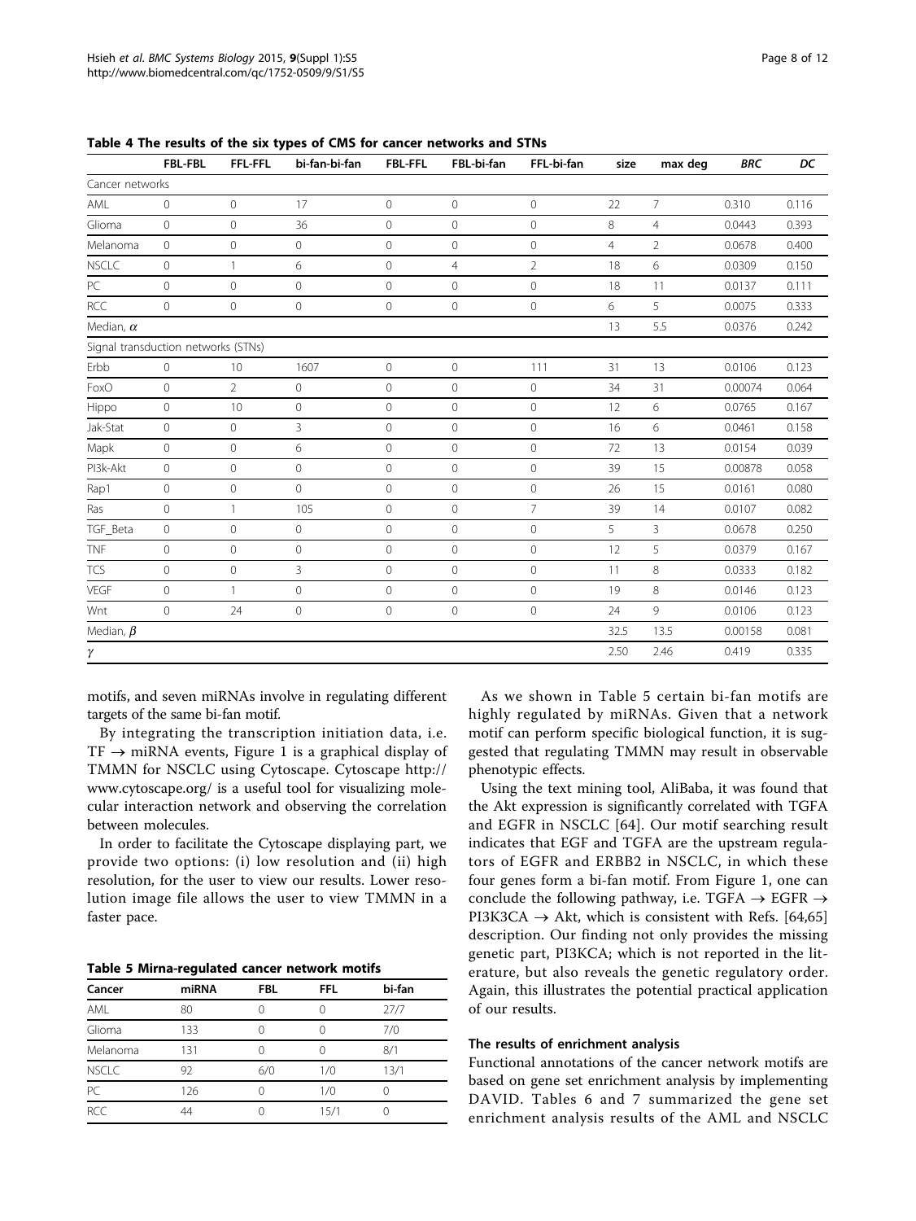**Table 4 The results of the six types of CMS for cancer networks and STNs**

| | FBL-FBL | FFL-FFL | bi-fan-bi-fan | FBL-FFL | FBL-bi-fan | FFL-bi-fan | size | max deg | *BRC* | *DC* |
|---|---|---|---|---|---|---|---|---|---|---|
| Cancer networks | | | | | | | | | | |
| AML | 0 | 0 | 17 | 0 | 0 | 0 | 22 | 7 | 0.310 | 0.116 |
| Glioma | 0 | 0 | 36 | 0 | 0 | 0 | 8 | 4 | 0.0443 | 0.393 |
| Melanoma | 0 | 0 | 0 | 0 | 0 | 0 | 4 | 2 | 0.0678 | 0.400 |
| NSCLC | 0 | 1 | 6 | 0 | 4 | 2 | 18 | 6 | 0.0309 | 0.150 |
| PC | 0 | 0 | 0 | 0 | 0 | 0 | 18 | 11 | 0.0137 | 0.111 |
| RCC | 0 | 0 | 0 | 0 | 0 | 0 | 6 | 5 | 0.0075 | 0.333 |
| Median, $\alpha$ | | | | | | | 13 | 5.5 | 0.0376 | 0.242 |
| Signal transduction networks (STNs) | | | | | | | | | | |
| Erbb | 0 | 10 | 1607 | 0 | 0 | 111 | 31 | 13 | 0.0106 | 0.123 |
| FoxO | 0 | 2 | 0 | 0 | 0 | 0 | 34 | 31 | 0.00074 | 0.064 |
| Hippo | 0 | 10 | 0 | 0 | 0 | 0 | 12 | 6 | 0.0765 | 0.167 |
| Jak-Stat | 0 | 0 | 3 | 0 | 0 | 0 | 16 | 6 | 0.0461 | 0.158 |
| Mapk | 0 | 0 | 6 | 0 | 0 | 0 | 72 | 13 | 0.0154 | 0.039 |
| PI3k-Akt | 0 | 0 | 0 | 0 | 0 | 0 | 39 | 15 | 0.00878 | 0.058 |
| Rap1 | 0 | 0 | 0 | 0 | 0 | 0 | 26 | 15 | 0.0161 | 0.080 |
| Ras | 0 | 1 | 105 | 0 | 0 | 7 | 39 | 14 | 0.0107 | 0.082 |
| TGF_Beta | 0 | 0 | 0 | 0 | 0 | 0 | 5 | 3 | 0.0678 | 0.250 |
| TNF | 0 | 0 | 0 | 0 | 0 | 0 | 12 | 5 | 0.0379 | 0.167 |
| TCS | 0 | 0 | 3 | 0 | 0 | 0 | 11 | 8 | 0.0333 | 0.182 |
| VEGF | 0 | 1 | 0 | 0 | 0 | 0 | 19 | 8 | 0.0146 | 0.123 |
| Wnt | 0 | 24 | 0 | 0 | 0 | 0 | 24 | 9 | 0.0106 | 0.123 |
| Median, $\beta$ | | | | | | | 32.5 | 13.5 | 0.00158 | 0.081 |
| $\gamma$ | | | | | | | 2.50 | 2.46 | 0.419 | 0.335 |

motifs, and seven miRNAs involve in regulating different targets of the same bi-fan motif.

By integrating the transcription initiation data, i.e. TF $\rightarrow$ miRNA events, Figure 1 is a graphical display of TMMN for NSCLC using Cytoscape. Cytoscape http://www.cytoscape.org/ is a useful tool for visualizing molecular interaction network and observing the correlation between molecules.

In order to facilitate the Cytoscape displaying part, we provide two options: (i) low resolution and (ii) high resolution, for the user to view our results. Lower resolution image file allows the user to view TMMN in a faster pace.

**Table 5 Mirna-regulated cancer network motifs**

| Cancer | miRNA | FBL | FFL | bi-fan |
|---|---|---|---|---|
| AML | 80 | 0 | 0 | 27/7 |
| Glioma | 133 | 0 | 0 | 7/0 |
| Melanoma | 131 | 0 | 0 | 8/1 |
| NSCLC | 92 | 6/0 | 1/0 | 13/1 |
| PC | 126 | 0 | 1/0 | 0 |
| RCC | 44 | 0 | 15/1 | 0 |

As we shown in Table 5 certain bi-fan motifs are highly regulated by miRNAs. Given that a network motif can perform specific biological function, it is suggested that regulating TMMN may result in observable phenotypic effects.

Using the text mining tool, AliBaba, it was found that the Akt expression is significantly correlated with TGFA and EGFR in NSCLC [64]. Our motif searching result indicates that EGF and TGFA are the upstream regulators of EGFR and ERBB2 in NSCLC, in which these four genes form a bi-fan motif. From Figure 1, one can conclude the following pathway, i.e. TGFA $\rightarrow$ EGFR $\rightarrow$ PI3K3CA $\rightarrow$ Akt, which is consistent with Refs. [64,65] description. Our finding not only provides the missing genetic part, PI3KCA; which is not reported in the literature, but also reveals the genetic regulatory order. Again, this illustrates the potential practical application of our results.

### The results of enrichment analysis

Functional annotations of the cancer network motifs are based on gene set enrichment analysis by implementing DAVID. Tables 6 and 7 summarized the gene set enrichment analysis results of the AML and NSCLC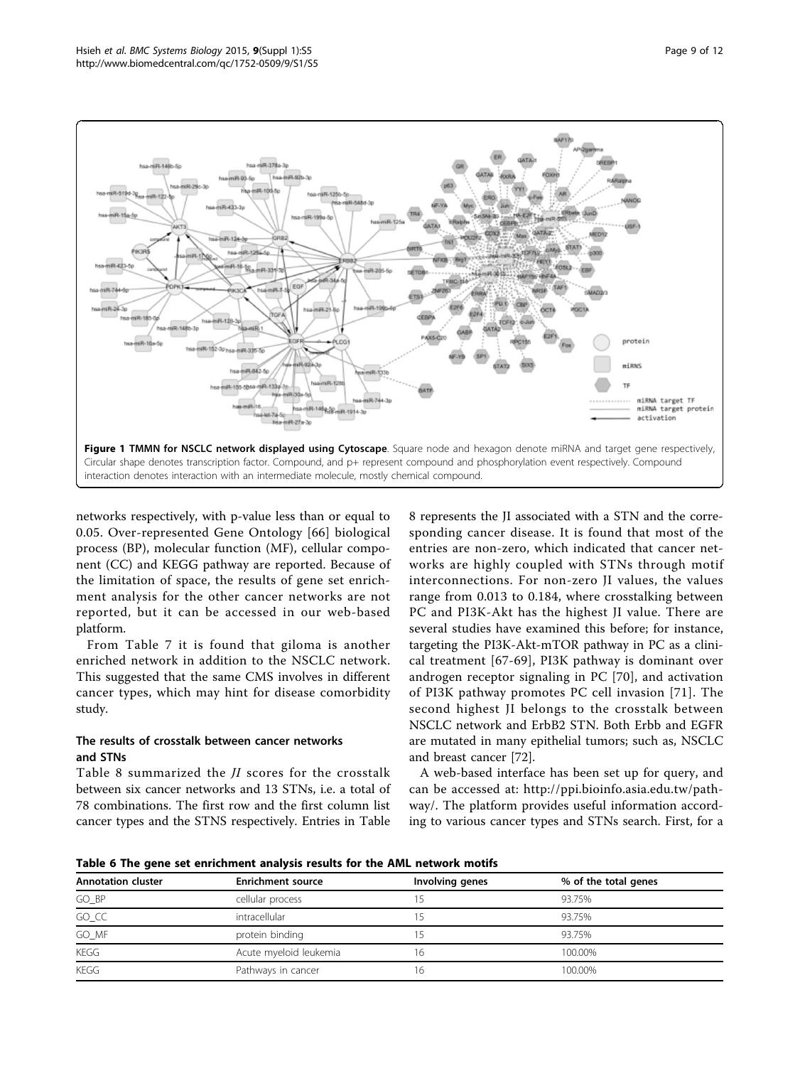**Figure 1 TMMN for NSCLC network displayed using Cytoscape**. Square node and hexagon denote miRNA and target gene respectively, Circular shape denotes transcription factor. Compound, and p+ represent compound and phosphorylation event respectively. Compound interaction denotes interaction with an intermediate molecule, mostly chemical compound.

networks respectively, with p-value less than or equal to 0.05. Over-represented Gene Ontology [66] biological process (BP), molecular function (MF), cellular component (CC) and KEGG pathway are reported. Because of the limitation of space, the results of gene set enrichment analysis for the other cancer networks are not reported, but it can be accessed in our web-based platform.

From Table 7 it is found that giloma is another enriched network in addition to the NSCLC network. This suggested that the same CMS involves in different cancer types, which may hint for disease comorbidity study.

### The results of crosstalk between cancer networks and STNs

Table 8 summarized the *JI* scores for the crosstalk between six cancer networks and 13 STNs, i.e. a total of 78 combinations. The first row and the first column list cancer types and the STNS respectively. Entries in Table 8 represents the JI associated with a STN and the corresponding cancer disease. It is found that most of the entries are non-zero, which indicated that cancer networks are highly coupled with STNs through motif interconnections. For non-zero JI values, the values range from 0.013 to 0.184, where crosstalking between PC and PI3K-Akt has the highest JI value. There are several studies have examined this before; for instance, targeting the PI3K-Akt-mTOR pathway in PC as a clinical treatment [67-69], PI3K pathway is dominant over androgen receptor signaling in PC [70], and activation of PI3K pathway promotes PC cell invasion [71]. The second highest JI belongs to the crosstalk between NSCLC network and ErbB2 STN. Both Erbb and EGFR are mutated in many epithelial tumors; such as, NSCLC and breast cancer [72].

A web-based interface has been set up for query, and can be accessed at: http://ppi.bioinfo.asia.edu.tw/pathway/. The platform provides useful information according to various cancer types and STNs search. First, for a

**Table 6 The gene set enrichment analysis results for the AML network motifs**

| Annotation cluster | Enrichment source | Involving genes | % of the total genes |
|---|---|---|---|
| GO_BP | cellular process | 15 | 93.75% |
| GO_CC | intracellular | 15 | 93.75% |
| GO_MF | protein binding | 15 | 93.75% |
| KEGG | Acute myeloid leukemia | 16 | 100.00% |
| KEGG | Pathways in cancer | 16 | 100.00% |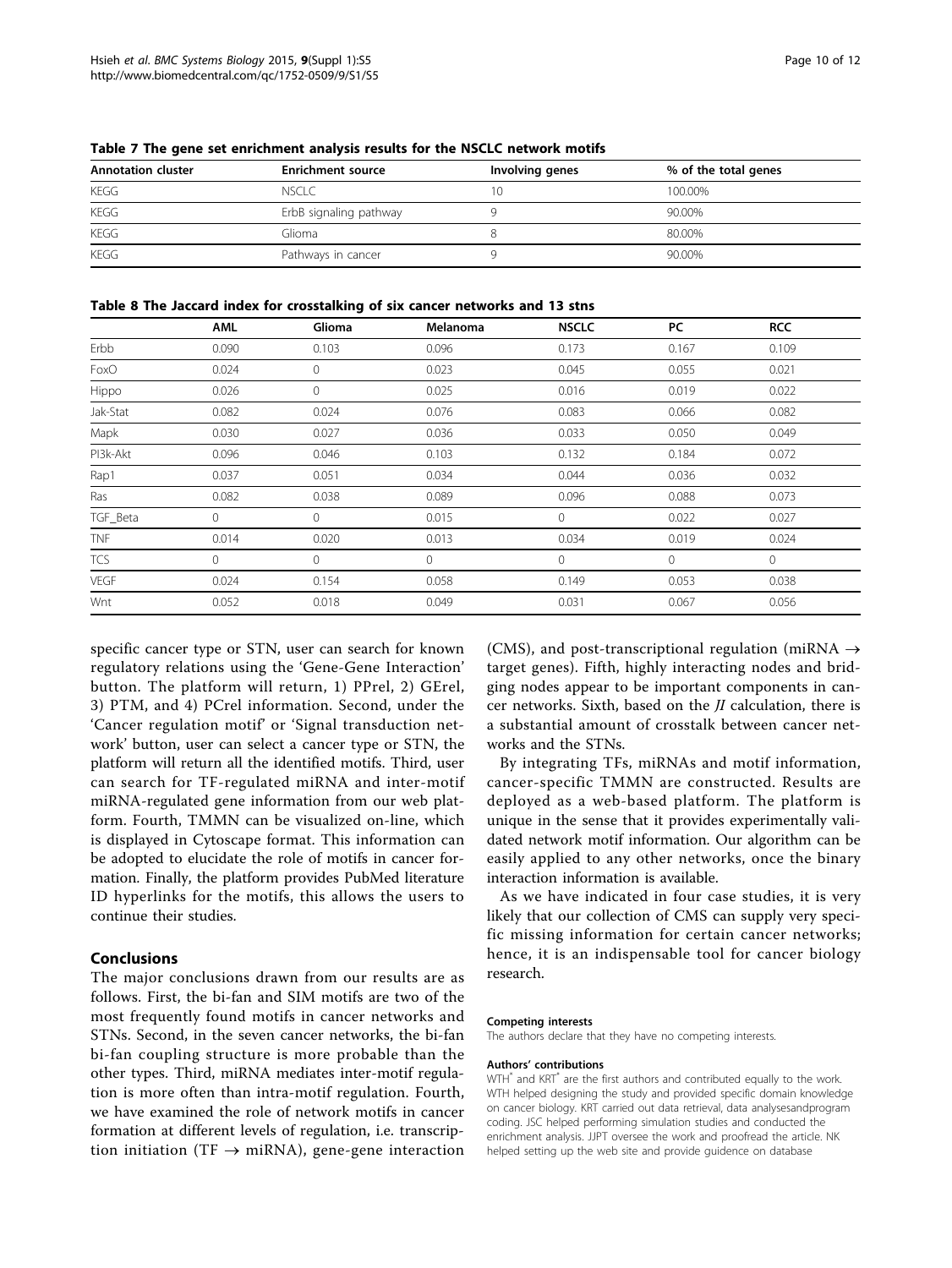**Table 7 The gene set enrichment analysis results for the NSCLC network motifs**

| Annotation cluster | Enrichment source | Involving genes | % of the total genes |
| --- | --- | --- | --- |
| KEGG | NSCLC | 10 | 100.00% |
| KEGG | ErbB signaling pathway | 9 | 90.00% |
| KEGG | Glioma | 8 | 80.00% |
| KEGG | Pathways in cancer | 9 | 90.00% |

**Table 8 The Jaccard index for crosstalking of six cancer networks and 13 stns**

| | AML | Glioma | Melanoma | NSCLC | PC | RCC |
| --- | --- | --- | --- | --- | --- | --- |
| Erbb | 0.090 | 0.103 | 0.096 | 0.173 | 0.167 | 0.109 |
| FoxO | 0.024 | 0 | 0.023 | 0.045 | 0.055 | 0.021 |
| Hippo | 0.026 | 0 | 0.025 | 0.016 | 0.019 | 0.022 |
| Jak-Stat | 0.082 | 0.024 | 0.076 | 0.083 | 0.066 | 0.082 |
| Mapk | 0.030 | 0.027 | 0.036 | 0.033 | 0.050 | 0.049 |
| PI3k-Akt | 0.096 | 0.046 | 0.103 | 0.132 | 0.184 | 0.072 |
| Rap1 | 0.037 | 0.051 | 0.034 | 0.044 | 0.036 | 0.032 |
| Ras | 0.082 | 0.038 | 0.089 | 0.096 | 0.088 | 0.073 |
| TGF_Beta | 0 | 0 | 0.015 | 0 | 0.022 | 0.027 |
| TNF | 0.014 | 0.020 | 0.013 | 0.034 | 0.019 | 0.024 |
| TCS | 0 | 0 | 0 | 0 | 0 | 0 |
| VEGF | 0.024 | 0.154 | 0.058 | 0.149 | 0.053 | 0.038 |
| Wnt | 0.052 | 0.018 | 0.049 | 0.031 | 0.067 | 0.056 |

specific cancer type or STN, user can search for known regulatory relations using the 'Gene-Gene Interaction' button. The platform will return, 1) PPrel, 2) GErel, 3) PTM, and 4) PCrel information. Second, under the 'Cancer regulation motif' or 'Signal transduction network' button, user can select a cancer type or STN, the platform will return all the identified motifs. Third, user can search for TF-regulated miRNA and inter-motif miRNA-regulated gene information from our web platform. Fourth, TMMN can be visualized on-line, which is displayed in Cytoscape format. This information can be adopted to elucidate the role of motifs in cancer formation. Finally, the platform provides PubMed literature ID hyperlinks for the motifs, this allows the users to continue their studies.

## Conclusions

The major conclusions drawn from our results are as follows. First, the bi-fan and SIM motifs are two of the most frequently found motifs in cancer networks and STNs. Second, in the seven cancer networks, the bi-fan bi-fan coupling structure is more probable than the other types. Third, miRNA mediates inter-motif regulation is more often than intra-motif regulation. Fourth, we have examined the role of network motifs in cancer formation at different levels of regulation, i.e. transcription initiation (TF $\rightarrow$ miRNA), gene-gene interaction (CMS), and post-transcriptional regulation (miRNA $\rightarrow$ target genes). Fifth, highly interacting nodes and bridging nodes appear to be important components in cancer networks. Sixth, based on the *JI* calculation, there is a substantial amount of crosstalk between cancer networks and the STNs.

By integrating TFs, miRNAs and motif information, cancer-specific TMMN are constructed. Results are deployed as a web-based platform. The platform is unique in the sense that it provides experimentally validated network motif information. Our algorithm can be easily applied to any other networks, once the binary interaction information is available.

As we have indicated in four case studies, it is very likely that our collection of CMS can supply very specific missing information for certain cancer networks; hence, it is an indispensable tool for cancer biology research.

#### Competing interests

The authors declare that they have no competing interests.

#### Authors' contributions

WTH* and KRT* are the first authors and contributed equally to the work. WTH helped designing the study and provided specific domain knowledge on cancer biology. KRT carried out data retrieval, data analysesandprogram coding. JSC helped performing simulation studies and conducted the enrichment analysis. JJPT oversee the work and proofread the article. NK helped setting up the web site and provide guidence on database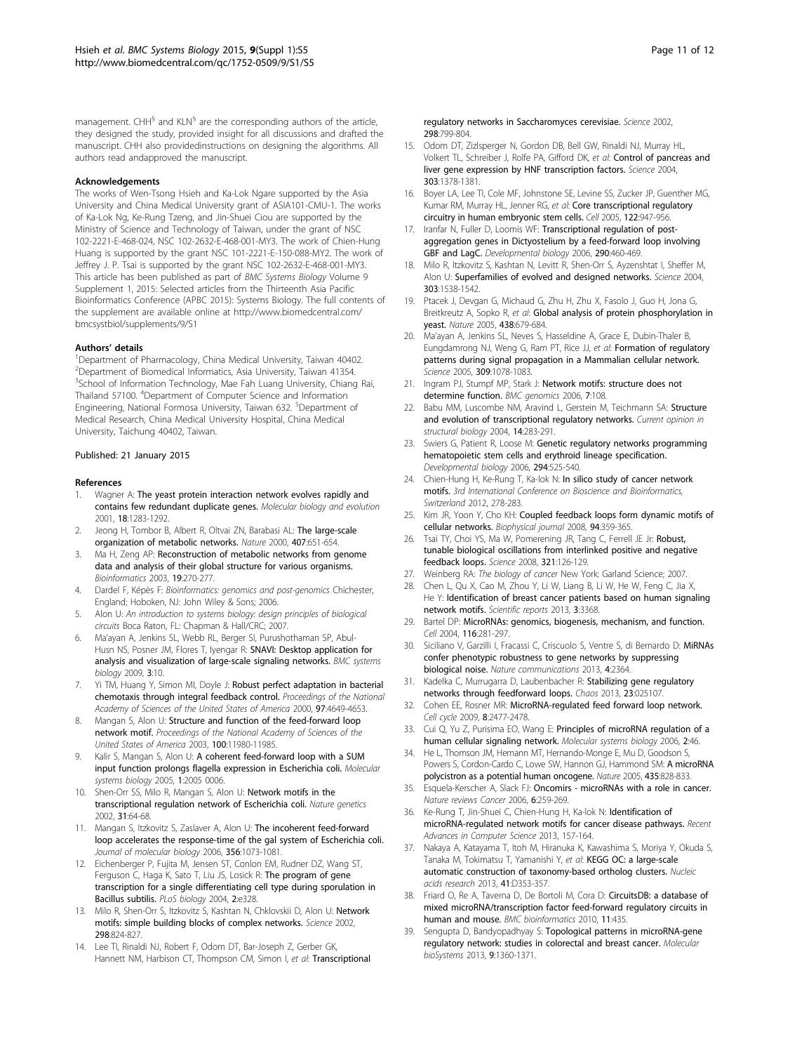management. CHH[§] and KLN[§] are the corresponding authors of the article, they designed the study, provided insight for all discussions and drafted the manuscript. CHH also provideinstructions on designing the algorithms. All authors read andapproved the manuscript.

### Acknowledgements

The works of Wen-Tsong Hsieh and Ka-Lok Ngare supported by the Asia University and China Medical University grant of ASIA101-CMU-1. The works of Ka-Lok Ng, Ke-Rung Tzeng, and Jin-Shuei Ciou are supported by the Ministry of Science and Technology of Taiwan, under the grant of NSC 102-2221-E-468-024, NSC 102-2632-E-468-001-MY3. The work of Chien-Hung Huang is supported by the grant NSC 101-2221-E-150-088-MY2. The work of Jeffrey J. P. Tsai is supported by the grant NSC 102-2632-E-468-001-MY3. This article has been published as part of *BMC Systems Biology* Volume 9 Supplement 1, 2015: Selected articles from the Thirteenth Asia Pacific Bioinformatics Conference (APBC 2015): Systems Biology. The full contents of the supplement are available online at http://www.biomedcentral.com/bmcsystbiol/supplements/9/S1

### Authors' details

[1]Department of Pharmacology, China Medical University, Taiwan 40402. [2]Department of Biomedical Informatics, Asia University, Taiwan 41354. [3]School of Information Technology, Mae Fah Luang University, Chiang Rai, Thailand 57100. [4]Department of Computer Science and Information Engineering, National Formosa University, Taiwan 632. [5]Department of Medical Research, China Medical University Hospital, China Medical University, Taichung 40402, Taiwan.

Published: 21 January 2015

### References

1. Wagner A: **The yeast protein interaction network evolves rapidly and contains few redundant duplicate genes.** *Molecular biology and evolution* 2001, **18**:1283-1292.
2. Jeong H, Tombor B, Albert R, Oltvai ZN, Barabasi AL: **The large-scale organization of metabolic networks.** *Nature* 2000, **407**:651-654.
3. Ma H, Zeng AP: **Reconstruction of metabolic networks from genome data and analysis of their global structure for various organisms.** *Bioinformatics* 2003, **19**:270-277.
4. Dardel F, Képès F: *Bioinformatics: genomics and post-genomics* Chichester, England; Hoboken, NJ: John Wiley & Sons; 2006.
5. Alon U: *An introduction to systems biology: design principles of biological circuits* Boca Raton, FL: Chapman & Hall/CRC; 2007.
6. Ma'ayan A, Jenkins SL, Webb RL, Berger SI, Purushothaman SP, Abul-Husn NS, Posner JM, Flores T, Iyengar R: **SNAVI: Desktop application for analysis and visualization of large-scale signaling networks.** *BMC systems biology* 2009, **3**:10.
7. Yi TM, Huang Y, Simon MI, Doyle J: **Robust perfect adaptation in bacterial chemotaxis through integral feedback control.** *Proceedings of the National Academy of Sciences of the United States of America* 2000, **97**:4649-4653.
8. Mangan S, Alon U: **Structure and function of the feed-forward loop network motif.** *Proceedings of the National Academy of Sciences of the United States of America* 2003, **100**:11980-11985.
9. Kalir S, Mangan S, Alon U: **A coherent feed-forward loop with a SUM input function prolongs flagella expression in Escherichia coli.** *Molecular systems biology* 2005, **1**:2005 0006.
10. Shen-Orr SS, Milo R, Mangan S, Alon U: **Network motifs in the transcriptional regulation network of Escherichia coli.** *Nature genetics* 2002, **31**:64-68.
11. Mangan S, Itzkovitz S, Zaslaver A, Alon U: **The incoherent feed-forward loop accelerates the response-time of the gal system of Escherichia coli.** *Journal of molecular biology* 2006, **356**:1073-1081.
12. Eichenberger P, Fujita M, Jensen ST, Conlon EM, Rudner DZ, Wang ST, Ferguson C, Haga K, Sato T, Liu JS, Losick R: **The program of gene transcription for a single differentiating cell type during sporulation in Bacillus subtilis.** *PLoS biology* 2004, **2**:e328.
13. Milo R, Shen-Orr S, Itzkovitz S, Kashtan N, Chklovskii D, Alon U: **Network motifs: simple building blocks of complex networks.** *Science* 2002, **298**:824-827.
14. Lee TI, Rinaldi NJ, Robert F, Odom DT, Bar-Joseph Z, Gerber GK, Hannett NM, Harbison CT, Thompson CM, Simon I, *et al*: **Transcriptional regulatory networks in Saccharomyces cerevisiae.** *Science* 2002, **298**:799-804.
15. Odom DT, Zizlsperger N, Gordon DB, Bell GW, Rinaldi NJ, Murray HL, Volkert TL, Schreiber J, Rolfe PA, Gifford DK, *et al*: **Control of pancreas and liver gene expression by HNF transcription factors.** *Science* 2004, **303**:1378-1381.
16. Boyer LA, Lee TI, Cole MF, Johnstone SE, Levine SS, Zucker JP, Guenther MG, Kumar RM, Murray HL, Jenner RG, *et al*: **Core transcriptional regulatory circuitry in human embryonic stem cells.** *Cell* 2005, **122**:947-956.
17. Iranfar N, Fuller D, Loomis WF: **Transcriptional regulation of post-aggregation genes in Dictyostelium by a feed-forward loop involving GBF and LagC.** *Developmental biology* 2006, **290**:460-469.
18. Milo R, Itzkovitz S, Kashtan N, Levitt R, Shen-Orr S, Ayzenshtat I, Sheffer M, Alon U: **Superfamilies of evolved and designed networks.** *Science* 2004, **303**:1538-1542.
19. Ptacek J, Devgan G, Michaud G, Zhu H, Zhu X, Fasolo J, Guo H, Jona G, Breitkreutz A, Sopko R, *et al*: **Global analysis of protein phosphorylation in yeast.** *Nature* 2005, **438**:679-684.
20. Ma'ayan A, Jenkins SL, Neves S, Hasseldine A, Grace E, Dubin-Thaler B, Eungdamrong NJ, Weng G, Ram PT, Rice JJ, *et al*: **Formation of regulatory patterns during signal propagation in a Mammalian cellular network.** *Science* 2005, **309**:1078-1083.
21. Ingram PJ, Stumpf MP, Stark J: **Network motifs: structure does not determine function.** *BMC genomics* 2006, **7**:108.
22. Babu MM, Luscombe NM, Aravind L, Gerstein M, Teichmann SA: **Structure and evolution of transcriptional regulatory networks.** *Current opinion in structural biology* 2004, **14**:283-291.
23. Swiers G, Patient R, Loose M: **Genetic regulatory networks programming hematopoietic stem cells and erythroid lineage specification.** *Developmental biology* 2006, **294**:525-540.
24. Chien-Hung H, Ke-Rung T, Ka-lok N: **In silico study of cancer network motifs.** *3rd International Conference on Bioscience and Bioinformatics, Switzerland* 2012, 278-283.
25. Kim JR, Yoon Y, Cho KH: **Coupled feedback loops form dynamic motifs of cellular networks.** *Biophysical journal* 2008, **94**:359-365.
26. Tsai TY, Choi YS, Ma W, Pomerening JR, Tang C, Ferrell JE Jr: **Robust, tunable biological oscillations from interlinked positive and negative feedback loops.** *Science* 2008, **321**:126-129.
27. Weinberg RA: *The biology of cancer* New York: Garland Science; 2007.
28. Chen L, Qu X, Cao M, Zhou Y, Li W, Liang B, Li W, He W, Feng C, Jia X, He Y: **Identification of breast cancer patients based on human signaling network motifs.** *Scientific reports* 2013, **3**:3368.
29. Bartel DP: **MicroRNAs: genomics, biogenesis, mechanism, and function.** *Cell* 2004, **116**:281-297.
30. Siciliano V, Garzilli I, Fracassi C, Criscuolo S, Ventre S, di Bernardo D: **MiRNAs confer phenotypic robustness to gene networks by suppressing biological noise.** *Nature communications* 2013, **4**:2364.
31. Kadelka C, Murrugarra D, Laubenbacher R: **Stabilizing gene regulatory networks through feedforward loops.** *Chaos* 2013, **23**:025107.
32. Cohen EE, Rosner MR: **MicroRNA-regulated feed forward loop network.** *Cell cycle* 2009, **8**:2477-2478.
33. Cui Q, Yu Z, Purisima EO, Wang E: **Principles of microRNA regulation of a human cellular signaling network.** *Molecular systems biology* 2006, **2**:46.
34. He L, Thomson JM, Hemann MT, Hernando-Monge E, Mu D, Goodson S, Powers S, Cordon-Cardo C, Lowe SW, Hannon GJ, Hammond SM: **A microRNA polycistron as a potential human oncogene.** *Nature* 2005, **435**:828-833.
35. Esquela-Kerscher A, Slack FJ: **Oncomirs - microRNAs with a role in cancer.** *Nature reviews Cancer* 2006, **6**:259-269.
36. Ke-Rung T, Jin-Shuei C, Chien-Hung H, Ka-lok N: **Identification of microRNA-regulated network motifs for cancer disease pathways.** *Recent Advances in Computer Science* 2013, 157-164.
37. Nakaya A, Katayama T, Itoh M, Hiranuka K, Kawashima S, Moriya Y, Okuda S, Tanaka M, Tokimatsu T, Yamanishi Y, *et al*: **KEGG OC: a large-scale automatic construction of taxonomy-based ortholog clusters.** *Nucleic acids research* 2013, **41**:D353-357.
38. Friard O, Re A, Taverna D, De Bortoli M, Cora D: **CircuitsDB: a database of mixed microRNA/transcription factor feed-forward regulatory circuits in human and mouse.** *BMC bioinformatics* 2010, **11**:435.
39. Sengupta D, Bandyopadhyay S: **Topological patterns in microRNA-gene regulatory network: studies in colorectal and breast cancer.** *Molecular bioSystems* 2013, **9**:1360-1371.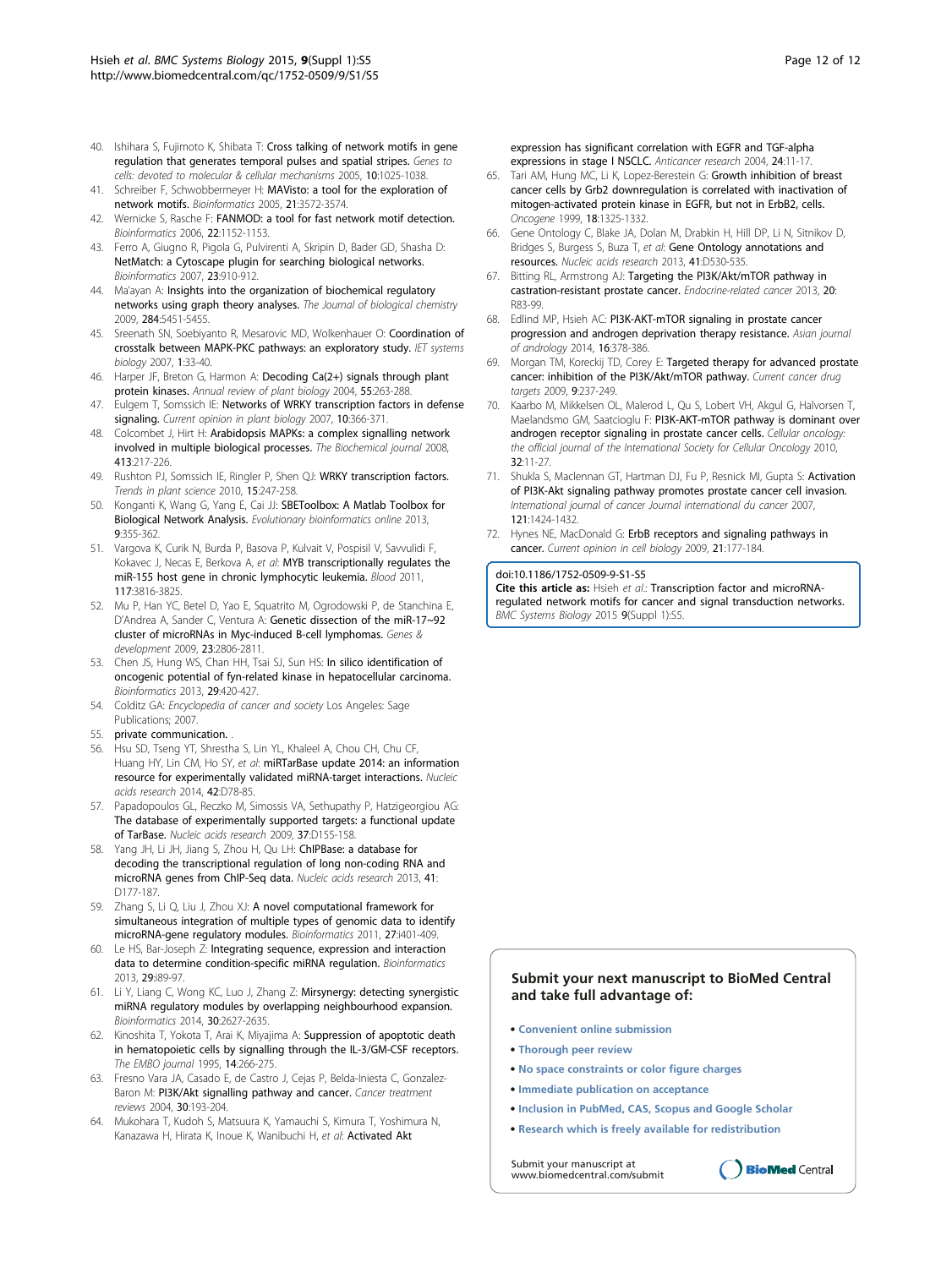40. Ishihara S, Fujimoto K, Shibata T: **Cross talking of network motifs in gene regulation that generates temporal pulses and spatial stripes.** *Genes to cells: devoted to molecular & cellular mechanisms* 2005, **10**:1025-1038.
41. Schreiber F, Schwobbermeyer H: **MAVisto: a tool for the exploration of network motifs.** *Bioinformatics* 2005, **21**:3572-3574.
42. Wernicke S, Rasche F: **FANMOD: a tool for fast network motif detection.** *Bioinformatics* 2006, **22**:1152-1153.
43. Ferro A, Giugno R, Pigola G, Pulvirenti A, Skripin D, Bader GD, Shasha D: **NetMatch: a Cytoscape plugin for searching biological networks.** *Bioinformatics* 2007, **23**:910-912.
44. Ma'ayan A: **Insights into the organization of biochemical regulatory networks using graph theory analyses.** *The Journal of biological chemistry* 2009, **284**:5451-5455.
45. Sreenath SN, Soebiyanto R, Mesarovic MD, Wolkenhauer O: **Coordination of crosstalk between MAPK-PKC pathways: an exploratory study.** *IET systems biology* 2007, **1**:33-40.
46. Harper JF, Breton G, Harmon A: **Decoding Ca(2+) signals through plant protein kinases.** *Annual review of plant biology* 2004, **55**:263-288.
47. Eulgem T, Somssich IE: **Networks of WRKY transcription factors in defense signaling.** *Current opinion in plant biology* 2007, **10**:366-371.
48. Colcombet J, Hirt H: **Arabidopsis MAPKs: a complex signalling network involved in multiple biological processes.** *The Biochemical journal* 2008, **413**:217-226.
49. Rushton PJ, Somssich IE, Ringler P, Shen QJ: **WRKY transcription factors.** *Trends in plant science* 2010, **15**:247-258.
50. Konganti K, Wang G, Yang E, Cai JJ: **SBEToolbox: A Matlab Toolbox for Biological Network Analysis.** *Evolutionary bioinformatics online* 2013, **9**:355-362.
51. Vargova K, Curik N, Burda P, Basova P, Kulvait V, Pospisil V, Savvulidi F, Kokavec J, Necas E, Berkova A, *et al*: **MYB transcriptionally regulates the miR-155 host gene in chronic lymphocytic leukemia.** *Blood* 2011, **117**:3816-3825.
52. Mu P, Han YC, Betel D, Yao E, Squatrito M, Ogrodowski P, de Stanchina E, D'Andrea A, Sander C, Ventura A: **Genetic dissection of the miR-17~92 cluster of microRNAs in Myc-induced B-cell lymphomas.** *Genes & development* 2009, **23**:2806-2811.
53. Chen JS, Hung WS, Chan HH, Tsai SJ, Sun HS: **In silico identification of oncogenic potential of fyn-related kinase in hepatocellular carcinoma.** *Bioinformatics* 2013, **29**:420-427.
54. Colditz GA: *Encyclopedia of cancer and society* Los Angeles: Sage Publications; 2007.
55. **private communication.** .
56. Hsu SD, Tseng YT, Shrestha S, Lin YL, Khaleel A, Chou CH, Chu CF, Huang HY, Lin CM, Ho SY, *et al*: **miRTarBase update 2014: an information resource for experimentally validated miRNA-target interactions.** *Nucleic acids research* 2014, **42**:D78-85.
57. Papadopoulos GL, Reczko M, Simossis VA, Sethupathy P, Hatzigeorgiou AG: **The database of experimentally supported targets: a functional update of TarBase.** *Nucleic acids research* 2009, **37**:D155-158.
58. Yang JH, Li JH, Jiang S, Zhou H, Qu LH: **ChIPBase: a database for decoding the transcriptional regulation of long non-coding RNA and microRNA genes from ChIP-Seq data.** *Nucleic acids research* 2013, **41**:D177-187.
59. Zhang S, Li Q, Liu J, Zhou XJ: **A novel computational framework for simultaneous integration of multiple types of genomic data to identify microRNA-gene regulatory modules.** *Bioinformatics* 2011, **27**:i401-409.
60. Le HS, Bar-Joseph Z: **Integrating sequence, expression and interaction data to determine condition-specific miRNA regulation.** *Bioinformatics* 2013, **29**:i89-97.
61. Li Y, Liang C, Wong KC, Luo J, Zhang Z: **Mirsynergy: detecting synergistic miRNA regulatory modules by overlapping neighbourhood expansion.** *Bioinformatics* 2014, **30**:2627-2635.
62. Kinoshita T, Yokota T, Arai K, Miyajima A: **Suppression of apoptotic death in hematopoietic cells by signalling through the IL-3/GM-CSF receptors.** *The EMBO journal* 1995, **14**:266-275.
63. Fresno Vara JA, Casado E, de Castro J, Cejas P, Belda-Iniesta C, Gonzalez-Baron M: **PI3K/Akt signalling pathway and cancer.** *Cancer treatment reviews* 2004, **30**:193-204.
64. Mukohara T, Kudoh S, Matsuura K, Yamauchi S, Kimura T, Yoshimura N, Kanazawa H, Hirata K, Inoue K, Wanibuchi H, *et al*: **Activated Akt expression has significant correlation with EGFR and TGF-alpha expressions in stage I NSCLC.** *Anticancer research* 2004, **24**:11-17.
65. Tari AM, Hung MC, Li K, Lopez-Berestein G: **Growth inhibition of breast cancer cells by Grb2 downregulation is correlated with inactivation of mitogen-activated protein kinase in EGFR, but not in ErbB2, cells.** *Oncogene* 1999, **18**:1325-1332.
66. Gene Ontology C, Blake JA, Dolan M, Drabkin H, Hill DP, Li N, Sitnikov D, Bridges S, Burgess S, Buza T, *et al*: **Gene Ontology annotations and resources.** *Nucleic acids research* 2013, **41**:D530-535.
67. Bitting RL, Armstrong AJ: **Targeting the PI3K/Akt/mTOR pathway in castration-resistant prostate cancer.** *Endocrine-related cancer* 2013, **20**:R83-99.
68. Edlind MP, Hsieh AC: **PI3K-AKT-mTOR signaling in prostate cancer progression and androgen deprivation therapy resistance.** *Asian journal of andrology* 2014, **16**:378-386.
69. Morgan TM, Koreckij TD, Corey E: **Targeted therapy for advanced prostate cancer: inhibition of the PI3K/Akt/mTOR pathway.** *Current cancer drug targets* 2009, **9**:237-249.
70. Kaarbo M, Mikkelsen OL, Malerod L, Qu S, Lobert VH, Akgul G, Halvorsen T, Maelandsmo GM, Saatcioglu F: **PI3K-AKT-mTOR pathway is dominant over androgen receptor signaling in prostate cancer cells.** *Cellular oncology: the official journal of the International Society for Cellular Oncology* 2010, **32**:11-27.
71. Shukla S, Maclennan GT, Hartman DJ, Fu P, Resnick MI, Gupta S: **Activation of PI3K-Akt signaling pathway promotes prostate cancer cell invasion.** *International journal of cancer Journal international du cancer* 2007, **121**:1424-1432.
72. Hynes NE, MacDonald G: **ErbB receptors and signaling pathways in cancer.** *Current opinion in cell biology* 2009, **21**:177-184.

doi:10.1186/1752-0509-9-S1-S5

**Cite this article as:** Hsieh *et al.*: Transcription factor and microRNA-regulated network motifs for cancer and signal transduction networks. *BMC Systems Biology* 2015 **9**(Suppl 1):S5.

**Submit your next manuscript to BioMed Central and take full advantage of:**

- Convenient online submission
- Thorough peer review
- No space constraints or color figure charges
- Immediate publication on acceptance
- Inclusion in PubMed, CAS, Scopus and Google Scholar
- Research which is freely available for redistribution

Submit your manuscript at www.biomedcentral.com/submit